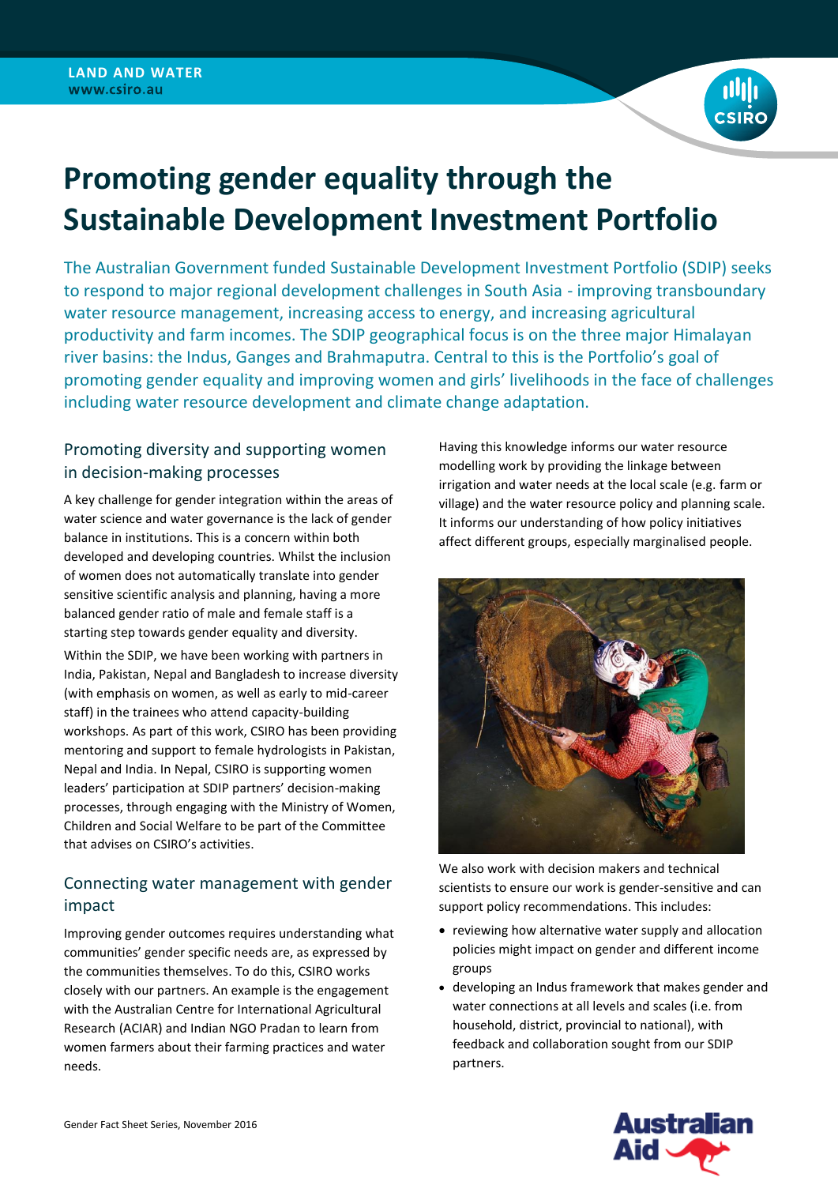LAND AND WATER
www.csiro.au

# Promoting gender equality through the Sustainable Development Investment Portfolio

The Australian Government funded Sustainable Development Investment Portfolio (SDIP) seeks to respond to major regional development challenges in South Asia - improving transboundary water resource management, increasing access to energy, and increasing agricultural productivity and farm incomes. The SDIP geographical focus is on the three major Himalayan river basins: the Indus, Ganges and Brahmaputra. Central to this is the Portfolio's goal of promoting gender equality and improving women and girls' livelihoods in the face of challenges including water resource development and climate change adaptation.

## Promoting diversity and supporting women in decision-making processes

A key challenge for gender integration within the areas of water science and water governance is the lack of gender balance in institutions. This is a concern within both developed and developing countries. Whilst the inclusion of women does not automatically translate into gender sensitive scientific analysis and planning, having a more balanced gender ratio of male and female staff is a starting step towards gender equality and diversity.

Within the SDIP, we have been working with partners in India, Pakistan, Nepal and Bangladesh to increase diversity (with emphasis on women, as well as early to mid-career staff) in the trainees who attend capacity-building workshops. As part of this work, CSIRO has been providing mentoring and support to female hydrologists in Pakistan, Nepal and India. In Nepal, CSIRO is supporting women leaders' participation at SDIP partners' decision-making processes, through engaging with the Ministry of Women, Children and Social Welfare to be part of the Committee that advises on CSIRO's activities.

## Connecting water management with gender impact

Improving gender outcomes requires understanding what communities' gender specific needs are, as expressed by the communities themselves. To do this, CSIRO works closely with our partners. An example is the engagement with the Australian Centre for International Agricultural Research (ACIAR) and Indian NGO Pradan to learn from women farmers about their farming practices and water needs.

Having this knowledge informs our water resource modelling work by providing the linkage between irrigation and water needs at the local scale (e.g. farm or village) and the water resource policy and planning scale. It informs our understanding of how policy initiatives affect different groups, especially marginalised people.

We also work with decision makers and technical scientists to ensure our work is gender-sensitive and can support policy recommendations. This includes:

- reviewing how alternative water supply and allocation policies might impact on gender and different income groups
- developing an Indus framework that makes gender and water connections at all levels and scales (i.e. from household, district, provincial to national), with feedback and collaboration sought from our SDIP partners.

Gender Fact Sheet Series, November 2016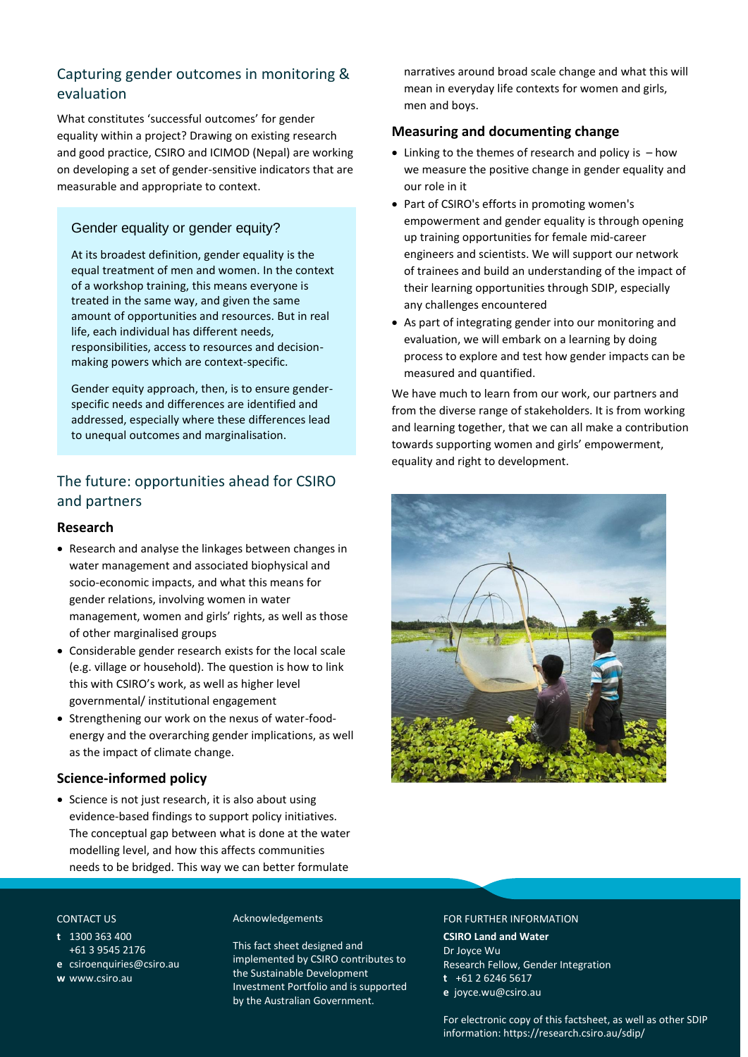## Capturing gender outcomes in monitoring & evaluation

What constitutes 'successful outcomes' for gender equality within a project? Drawing on existing research and good practice, CSIRO and ICIMOD (Nepal) are working on developing a set of gender-sensitive indicators that are measurable and appropriate to context.

### Gender equality or gender equity?

At its broadest definition, gender equality is the equal treatment of men and women. In the context of a workshop training, this means everyone is treated in the same way, and given the same amount of opportunities and resources. But in real life, each individual has different needs, responsibilities, access to resources and decision-making powers which are context-specific.

Gender equity approach, then, is to ensure gender-specific needs and differences are identified and addressed, especially where these differences lead to unequal outcomes and marginalisation.

## The future: opportunities ahead for CSIRO and partners

### Research

- Research and analyse the linkages between changes in water management and associated biophysical and socio-economic impacts, and what this means for gender relations, involving women in water management, women and girls' rights, as well as those of other marginalised groups
- Considerable gender research exists for the local scale (e.g. village or household). The question is how to link this with CSIRO's work, as well as higher level governmental/ institutional engagement
- Strengthening our work on the nexus of water-food-energy and the overarching gender implications, as well as the impact of climate change.

### Science-informed policy

- Science is not just research, it is also about using evidence-based findings to support policy initiatives. The conceptual gap between what is done at the water modelling level, and how this affects communities needs to be bridged. This way we can better formulate narratives around broad scale change and what this will mean in everyday life contexts for women and girls, men and boys.

### Measuring and documenting change

- Linking to the themes of research and policy is – how we measure the positive change in gender equality and our role in it
- Part of CSIRO's efforts in promoting women's empowerment and gender equality is through opening up training opportunities for female mid-career engineers and scientists. We will support our network of trainees and build an understanding of the impact of their learning opportunities through SDIP, especially any challenges encountered
- As part of integrating gender into our monitoring and evaluation, we will embark on a learning by doing process to explore and test how gender impacts can be measured and quantified.

We have much to learn from our work, our partners and from the diverse range of stakeholders. It is from working and learning together, that we can all make a contribution towards supporting women and girls' empowerment, equality and right to development.

CONTACT US

**t** 1300 363 400
+61 3 9545 2176
**e** csiroenquiries@csiro.au
**w** www.csiro.au

Acknowledgements

This fact sheet designed and implemented by CSIRO contributes to the Sustainable Development Investment Portfolio and is supported by the Australian Government.

FOR FURTHER INFORMATION

**CSIRO Land and Water**
Dr Joyce Wu
Research Fellow, Gender Integration
**t** +61 2 6246 5617
**e** joyce.wu@csiro.au

For electronic copy of this factsheet, as well as other SDIP information: https://research.csiro.au/sdip/